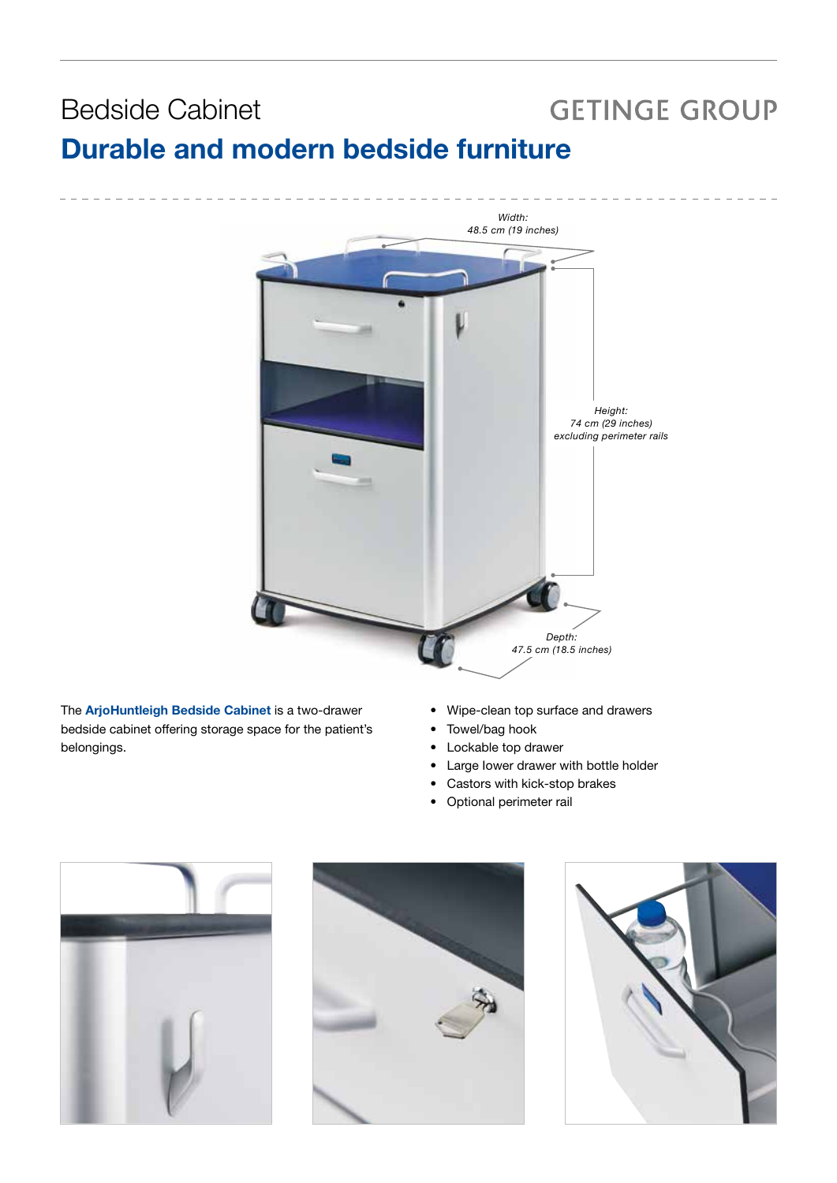# Bedside Cabinet

GETINGE GROUP

## Durable and modern bedside furniture

*Width: 48.5 cm (19 inches)*

*Height: 74 cm (29 inches) excluding perimeter rails*

*Depth: 47.5 cm (18.5 inches)*

The **ArjoHuntleigh Bedside Cabinet** is a two-drawer bedside cabinet offering storage space for the patient's belongings.

- Wipe-clean top surface and drawers
- Towel/bag hook
- Lockable top drawer
- Large lower drawer with bottle holder
- Castors with kick-stop brakes
- Optional perimeter rail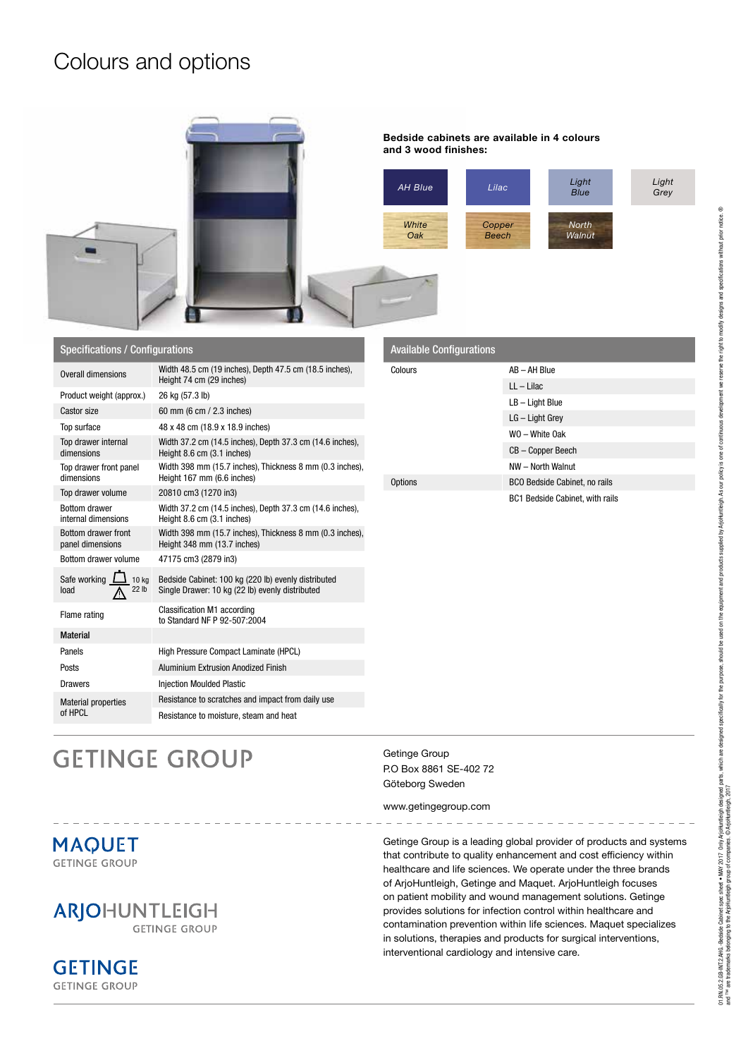# Colours and options

**Bedside cabinets are available in 4 colours and 3 wood finishes:**

AH Blue
Lilac
Light Blue
Light Grey
White Oak
Copper Beech
North Walnut

| Specifications / Configurations | |
|---|---|
| Overall dimensions | Width 48.5 cm (19 inches), Depth 47.5 cm (18.5 inches), Height 74 cm (29 inches) |
| Product weight (approx.) | 26 kg (57.3 lb) |
| Castor size | 60 mm (6 cm / 2.3 inches) |
| Top surface | 48 x 48 cm (18.9 x 18.9 inches) |
| Top drawer internal dimensions | Width 37.2 cm (14.5 inches), Depth 37.3 cm (14.6 inches), Height 8.6 cm (3.1 inches) |
| Top drawer front panel dimensions | Width 398 mm (15.7 inches), Thickness 8 mm (0.3 inches), Height 167 mm (6.6 inches) |
| Top drawer volume | 20810 cm3 (1270 in3) |
| Bottom drawer internal dimensions | Width 37.2 cm (14.5 inches), Depth 37.3 cm (14.6 inches), Height 8.6 cm (3.1 inches) |
| Bottom drawer front panel dimensions | Width 398 mm (15.7 inches), Thickness 8 mm (0.3 inches), Height 348 mm (13.7 inches) |
| Bottom drawer volume | 47175 cm3 (2879 in3) |
| Safe working load (10 kg / 22 lb) | Bedside Cabinet: 100 kg (220 lb) evenly distributed<br>Single Drawer: 10 kg (22 lb) evenly distributed |
| Flame rating | Classification M1 according to Standard NF P 92-507:2004 |
| **Material** | |
| Panels | High Pressure Compact Laminate (HPCL) |
| Posts | Aluminium Extrusion Anodized Finish |
| Drawers | Injection Moulded Plastic |
| Material properties of HPCL | Resistance to scratches and impact from daily use<br>Resistance to moisture, steam and heat |

| Available Configurations | |
|---|---|
| Colours | AB – AH Blue |
| | LL – Lilac |
| | LB – Light Blue |
| | LG – Light Grey |
| | WO – White Oak |
| | CB – Copper Beech |
| | NW – North Walnut |
| Options | BC0 Bedside Cabinet, no rails |
| | BC1 Bedside Cabinet, with rails |

GETINGE GROUP

Getinge Group
P.O Box 8861 SE-402 72
Göteborg Sweden

www.getingegroup.com

MAQUET GETINGE GROUP

ARJOHUNTLEIGH GETINGE GROUP

GETINGE GETINGE GROUP

Getinge Group is a leading global provider of products and systems that contribute to quality enhancement and cost efficiency within healthcare and life sciences. We operate under the three brands of ArjoHuntleigh, Getinge and Maquet. ArjoHuntleigh focuses on patient mobility and wound management solutions. Getinge provides solutions for infection control within healthcare and contamination prevention within life sciences. Maquet specializes in solutions, therapies and products for surgical interventions, interventional cardiology and intensive care.

01.RN.05.2.GB.INT.2.AHG. Bedside Cabinet spec sheet • MAY 2017 Only ArjoHuntleigh designed parts, which are designed specifically for the purpose, should be used on the equipment and products supplied by ArjoHuntleigh. As our policy is one of continuous development we reserve the right to modify designs and specifications without prior notice. ® and ™ are trademarks belonging to the ArjoHuntleigh group of companies. © ArjoHuntleigh, 2017